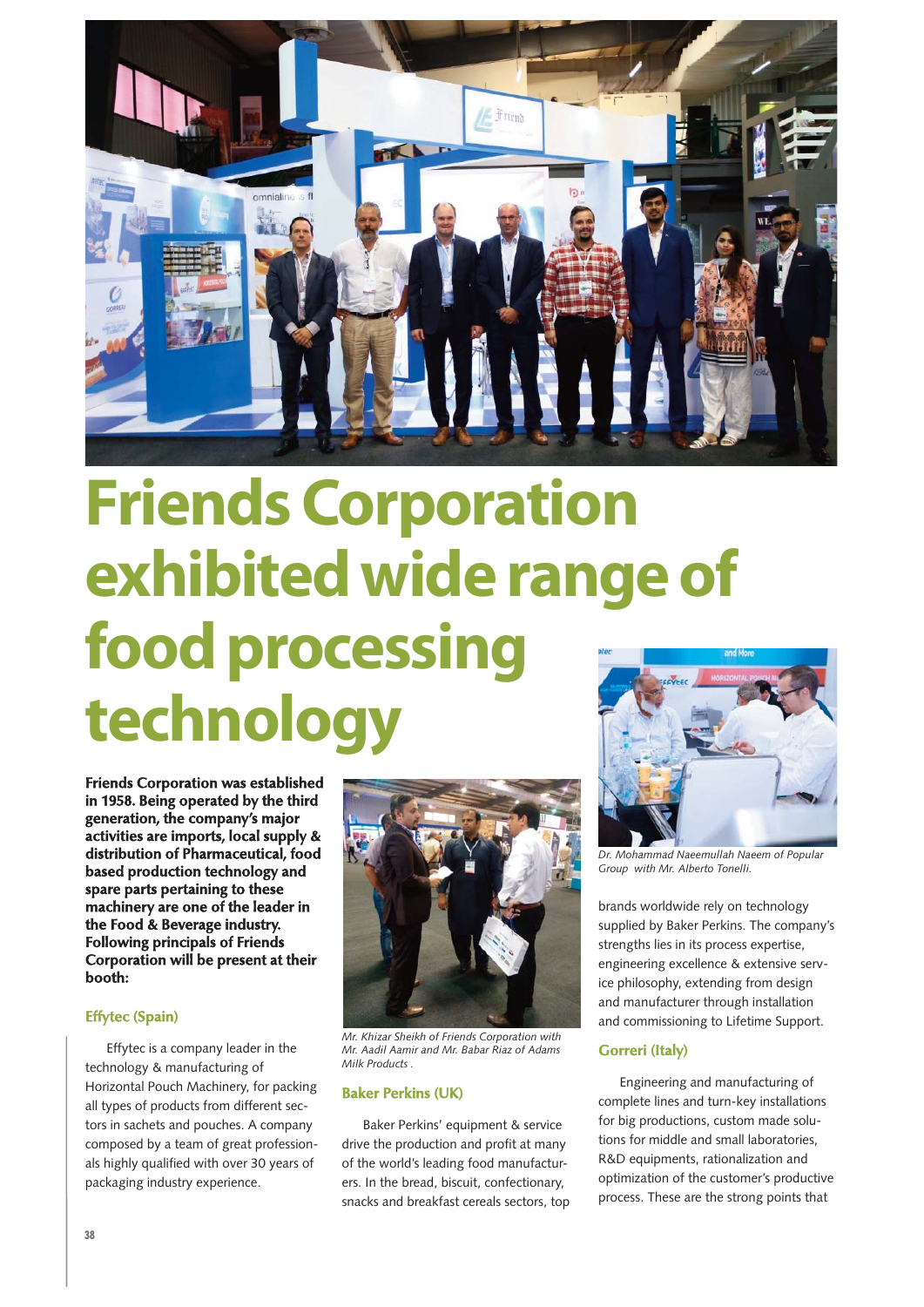# Friends Corporation exhibited wide range of food processing technology

**Friends Corporation was established in 1958. Being operated by the third generation, the company's major activities are imports, local supply & distribution of Pharmaceutical, food based production technology and spare parts pertaining to these machinery are one of the leader in the Food & Beverage industry. Following principals of Friends Corporation will be present at their booth:**

### Effytec (Spain)

Effytec is a company leader in the technology & manufacturing of Horizontal Pouch Machinery, for packing all types of products from different sectors in sachets and pouches. A company composed by a team of great professionals highly qualified with over 30 years of packaging industry experience.

*Mr. Khizar Sheikh of Friends Corporation with Mr. Aadil Aamir and Mr. Babar Riaz of Adams Milk Products .*

### Baker Perkins (UK)

Baker Perkins' equipment & service drive the production and profit at many of the world's leading food manufacturers. In the bread, biscuit, confectionary, snacks and breakfast cereals sectors, top brands worldwide rely on technology supplied by Baker Perkins. The company's strengths lies in its process expertise, engineering excellence & extensive service philosophy, extending from design and manufacturer through installation and commissioning to Lifetime Support.

*Dr. Mohammad Naeemullah Naeem of Popular Group with Mr. Alberto Tonelli.*

### Gorreri (Italy)

Engineering and manufacturing of complete lines and turn-key installations for big productions, custom made solutions for middle and small laboratories, R&D equipments, rationalization and optimization of the customer's productive process. These are the strong points that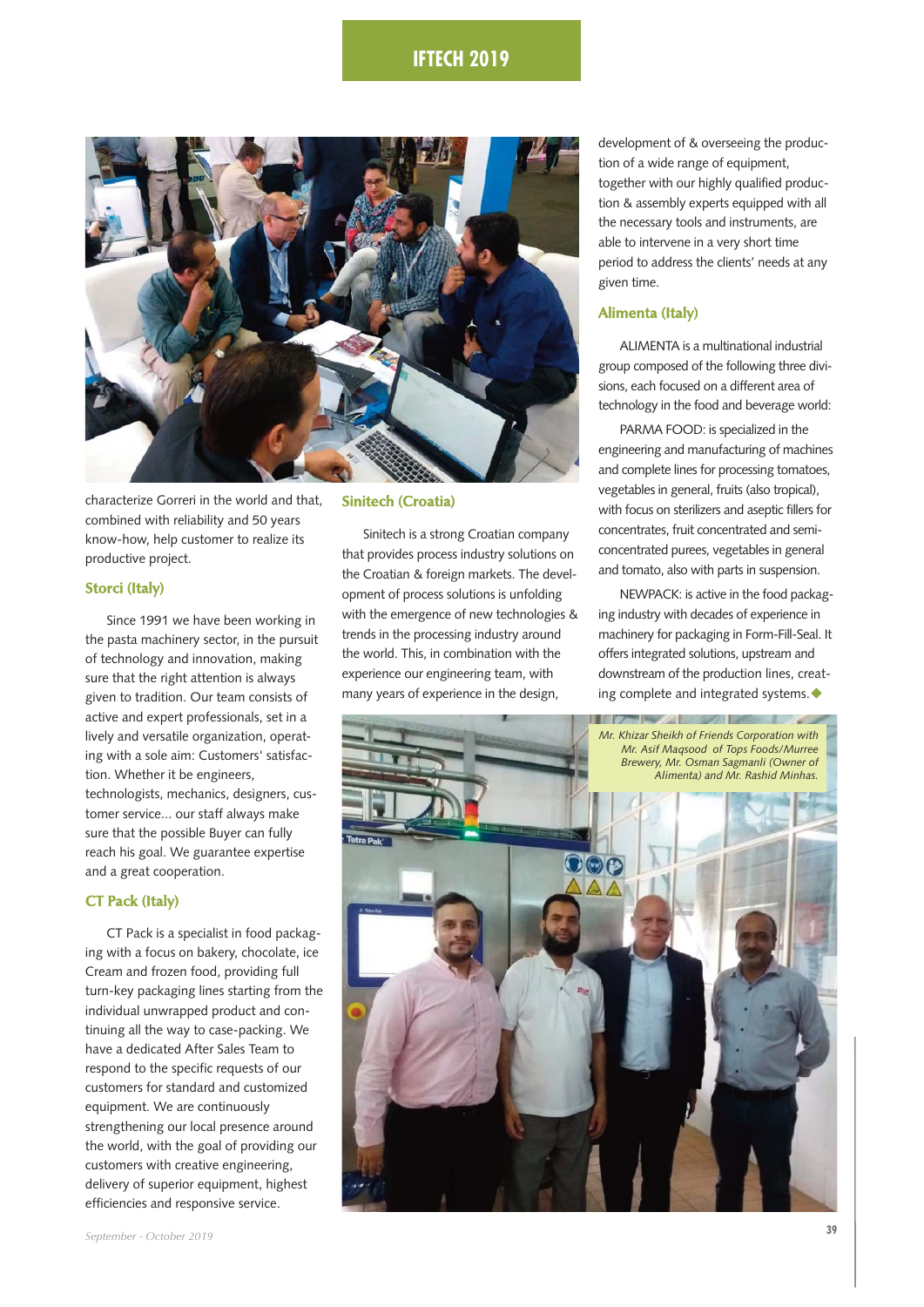characterize Gorreri in the world and that, combined with reliability and 50 years know-how, help customer to realize its productive project.

### Storci (Italy)

Since 1991 we have been working in the pasta machinery sector, in the pursuit of technology and innovation, making sure that the right attention is always given to tradition. Our team consists of active and expert professionals, set in a lively and versatile organization, operating with a sole aim: Customers' satisfaction. Whether it be engineers, technologists, mechanics, designers, customer service... our staff always make sure that the possible Buyer can fully reach his goal. We guarantee expertise and a great cooperation.

### CT Pack (Italy)

CT Pack is a specialist in food packaging with a focus on bakery, chocolate, ice Cream and frozen food, providing full turn-key packaging lines starting from the individual unwrapped product and continuing all the way to case-packing. We have a dedicated After Sales Team to respond to the specific requests of our customers for standard and customized equipment. We are continuously strengthening our local presence around the world, with the goal of providing our customers with creative engineering, delivery of superior equipment, highest efficiencies and responsive service.

### Sinitech (Croatia)

Sinitech is a strong Croatian company that provides process industry solutions on the Croatian & foreign markets. The development of process solutions is unfolding with the emergence of new technologies & trends in the processing industry around the world. This, in combination with the experience our engineering team, with many years of experience in the design, development of & overseeing the production of a wide range of equipment, together with our highly qualified production & assembly experts equipped with all the necessary tools and instruments, are able to intervene in a very short time period to address the clients' needs at any given time.

### Alimenta (Italy)

ALIMENTA is a multinational industrial group composed of the following three divisions, each focused on a different area of technology in the food and beverage world:

PARMA FOOD: is specialized in the engineering and manufacturing of machines and complete lines for processing tomatoes, vegetables in general, fruits (also tropical), with focus on sterilizers and aseptic fillers for concentrates, fruit concentrated and semi-concentrated purees, vegetables in general and tomato, also with parts in suspension.

NEWPACK: is active in the food packaging industry with decades of experience in machinery for packaging in Form-Fill-Seal. It offers integrated solutions, upstream and downstream of the production lines, creating complete and integrated systems.◆

*Mr. Khizar Sheikh of Friends Corporation with Mr. Asif Maqsood of Tops Foods/Murree Brewery, Mr. Osman Sagmanli (Owner of Alimenta) and Mr. Rashid Minhas.*